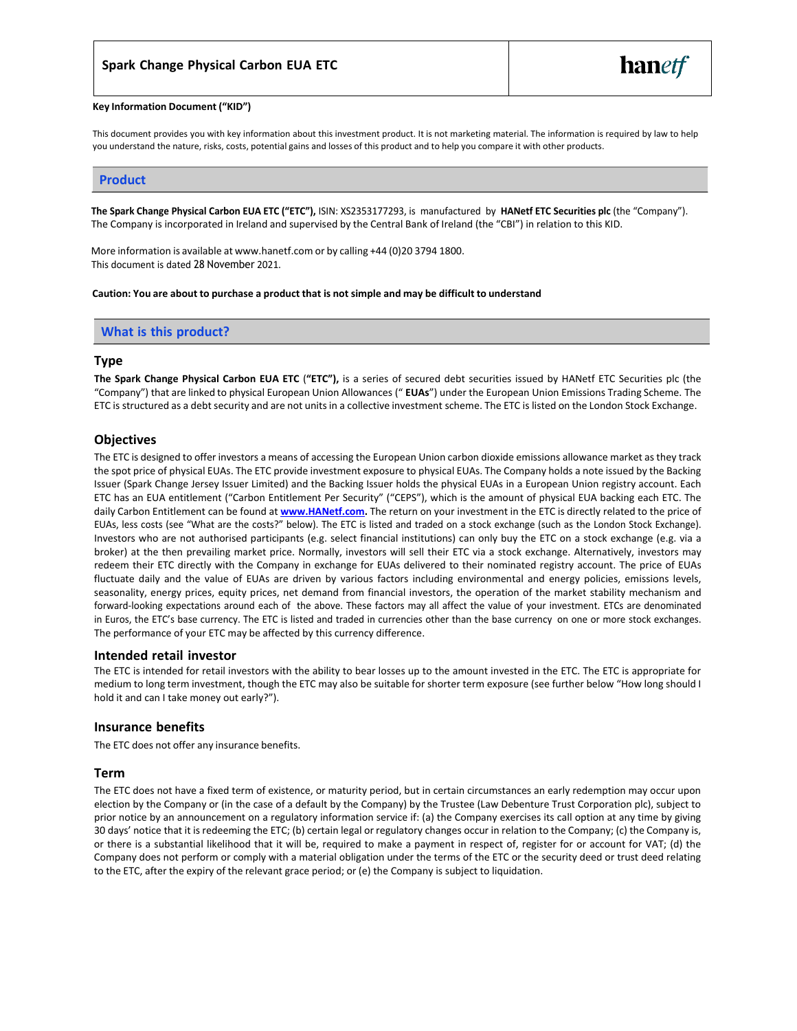# Spark Change Physical Carbon EUA ETC

hanetf

**Key Information Document ("KID")**

This document provides you with key information about this investment product. It is not marketing material. The information is required by law to help you understand the nature, risks, costs, potential gains and losses of this product and to help you compare it with other products.

## Product

**The Spark Change Physical Carbon EUA ETC ("ETC"),** ISIN: XS2353177293, is manufactured by **HANetf ETC Securities plc** (the "Company"). The Company is incorporated in Ireland and supervised by the Central Bank of Ireland (the "CBI") in relation to this KID.

More information is available at www.hanetf.com or by calling +44 (0)20 3794 1800.
This document is dated 28 November 2021.

**Caution: You are about to purchase a product that is not simple and may be difficult to understand**

## What is this product?

### Type

**The Spark Change Physical Carbon EUA ETC ("ETC"),** is a series of secured debt securities issued by HANetf ETC Securities plc (the "Company") that are linked to physical European Union Allowances (" **EUAs**") under the European Union Emissions Trading Scheme. The ETC is structured as a debt security and are not units in a collective investment scheme. The ETC is listed on the London Stock Exchange.

### Objectives

The ETC is designed to offer investors a means of accessing the European Union carbon dioxide emissions allowance market as they track the spot price of physical EUAs. The ETC provide investment exposure to physical EUAs. The Company holds a note issued by the Backing Issuer (Spark Change Jersey Issuer Limited) and the Backing Issuer holds the physical EUAs in a European Union registry account. Each ETC has an EUA entitlement ("Carbon Entitlement Per Security" ("CEPS"), which is the amount of physical EUA backing each ETC. The daily Carbon Entitlement can be found at **www.HANetf.com.** The return on your investment in the ETC is directly related to the price of EUAs, less costs (see "What are the costs?" below). The ETC is listed and traded on a stock exchange (such as the London Stock Exchange). Investors who are not authorised participants (e.g. select financial institutions) can only buy the ETC on a stock exchange (e.g. via a broker) at the then prevailing market price. Normally, investors will sell their ETC via a stock exchange. Alternatively, investors may redeem their ETC directly with the Company in exchange for EUAs delivered to their nominated registry account. The price of EUAs fluctuate daily and the value of EUAs are driven by various factors including environmental and energy policies, emissions levels, seasonality, energy prices, equity prices, net demand from financial investors, the operation of the market stability mechanism and forward-looking expectations around each of the above. These factors may all affect the value of your investment. ETCs are denominated in Euros, the ETC's base currency. The ETC is listed and traded in currencies other than the base currency on one or more stock exchanges. The performance of your ETC may be affected by this currency difference.

### Intended retail investor

The ETC is intended for retail investors with the ability to bear losses up to the amount invested in the ETC. The ETC is appropriate for medium to long term investment, though the ETC may also be suitable for shorter term exposure (see further below "How long should I hold it and can I take money out early?").

### Insurance benefits

The ETC does not offer any insurance benefits.

### Term

The ETC does not have a fixed term of existence, or maturity period, but in certain circumstances an early redemption may occur upon election by the Company or (in the case of a default by the Company) by the Trustee (Law Debenture Trust Corporation plc), subject to prior notice by an announcement on a regulatory information service if: (a) the Company exercises its call option at any time by giving 30 days' notice that it is redeeming the ETC; (b) certain legal or regulatory changes occur in relation to the Company; (c) the Company is, or there is a substantial likelihood that it will be, required to make a payment in respect of, register for or account for VAT; (d) the Company does not perform or comply with a material obligation under the terms of the ETC or the security deed or trust deed relating to the ETC, after the expiry of the relevant grace period; or (e) the Company is subject to liquidation.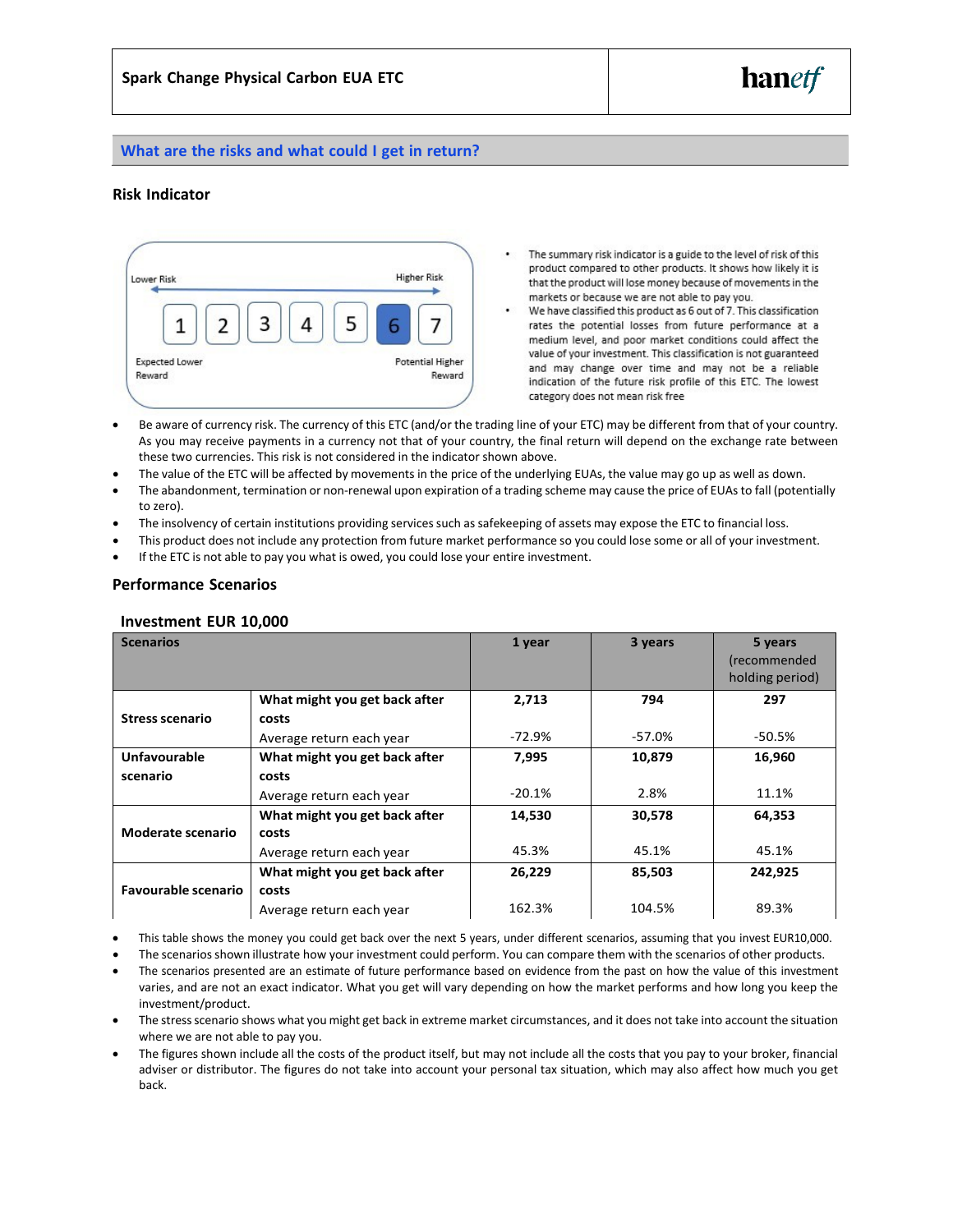## What are the risks and what could I get in return?

### Risk Indicator

Lower Risk — Higher Risk

1 | 2 | 3 | 4 | 5 | **6** | 7

Expected Lower Reward — Potential Higher Reward

- The summary risk indicator is a guide to the level of risk of this product compared to other products. It shows how likely it is that the product will lose money because of movements in the markets or because we are not able to pay you.
- We have classified this product as 6 out of 7. This classification rates the potential losses from future performance at a medium level, and poor market conditions could affect the value of your investment. This classification is not guaranteed and may change over time and may not be a reliable indication of the future risk profile of this ETC. The lowest category does not mean risk free

- Be aware of currency risk. The currency of this ETC (and/or the trading line of your ETC) may be different from that of your country. As you may receive payments in a currency not that of your country, the final return will depend on the exchange rate between these two currencies. This risk is not considered in the indicator shown above.
- The value of the ETC will be affected by movements in the price of the underlying EUAs, the value may go up as well as down.
- The abandonment, termination or non-renewal upon expiration of a trading scheme may cause the price of EUAs to fall (potentially to zero).
- The insolvency of certain institutions providing services such as safekeeping of assets may expose the ETC to financial loss.
- This product does not include any protection from future market performance so you could lose some or all of your investment.
- If the ETC is not able to pay you what is owed, you could lose your entire investment.

### Performance Scenarios

#### Investment EUR 10,000

| Scenarios | | 1 year | 3 years | 5 years (recommended holding period) |
|---|---|---|---|---|
| **Stress scenario** | **What might you get back after costs** | **2,713** | **794** | **297** |
| | Average return each year | -72.9% | -57.0% | -50.5% |
| **Unfavourable scenario** | **What might you get back after costs** | **7,995** | **10,879** | **16,960** |
| | Average return each year | -20.1% | 2.8% | 11.1% |
| **Moderate scenario** | **What might you get back after costs** | **14,530** | **30,578** | **64,353** |
| | Average return each year | 45.3% | 45.1% | 45.1% |
| **Favourable scenario** | **What might you get back after costs** | **26,229** | **85,503** | **242,925** |
| | Average return each year | 162.3% | 104.5% | 89.3% |

- This table shows the money you could get back over the next 5 years, under different scenarios, assuming that you invest EUR10,000.
- The scenarios shown illustrate how your investment could perform. You can compare them with the scenarios of other products.
- The scenarios presented are an estimate of future performance based on evidence from the past on how the value of this investment varies, and are not an exact indicator. What you get will vary depending on how the market performs and how long you keep the investment/product.
- The stress scenario shows what you might get back in extreme market circumstances, and it does not take into account the situation where we are not able to pay you.
- The figures shown include all the costs of the product itself, but may not include all the costs that you pay to your broker, financial adviser or distributor. The figures do not take into account your personal tax situation, which may also affect how much you get back.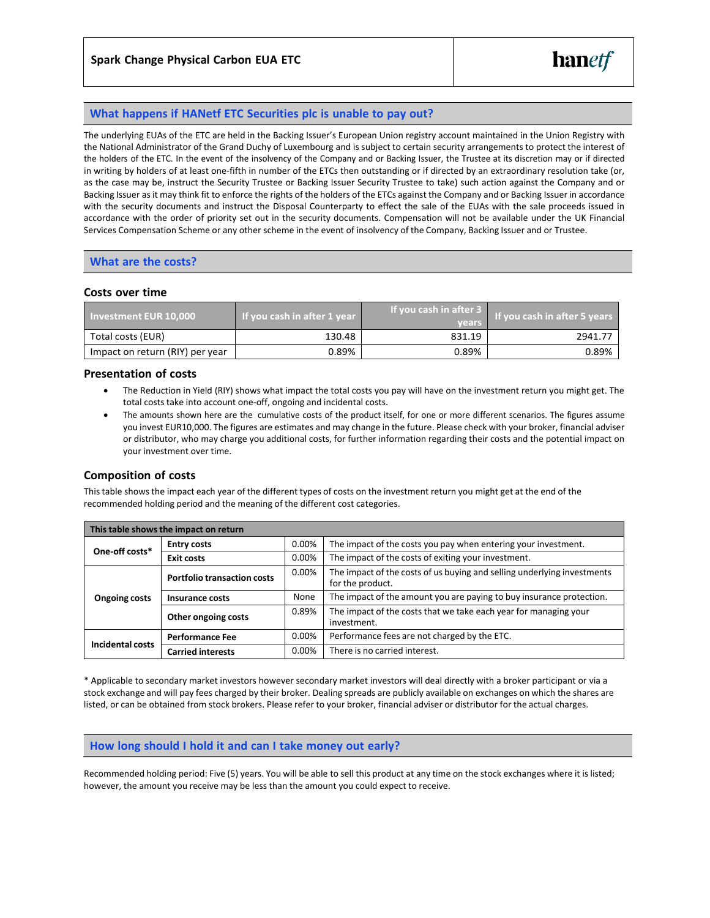## What happens if HANetf ETC Securities plc is unable to pay out?

The underlying EUAs of the ETC are held in the Backing Issuer's European Union registry account maintained in the Union Registry with the National Administrator of the Grand Duchy of Luxembourg and is subject to certain security arrangements to protect the interest of the holders of the ETC. In the event of the insolvency of the Company and or Backing Issuer, the Trustee at its discretion may or if directed in writing by holders of at least one-fifth in number of the ETCs then outstanding or if directed by an extraordinary resolution take (or, as the case may be, instruct the Security Trustee or Backing Issuer Security Trustee to take) such action against the Company and or Backing Issuer as it may think fit to enforce the rights of the holders of the ETCs against the Company and or Backing Issuer in accordance with the security documents and instruct the Disposal Counterparty to effect the sale of the EUAs with the sale proceeds issued in accordance with the order of priority set out in the security documents. Compensation will not be available under the UK Financial Services Compensation Scheme or any other scheme in the event of insolvency of the Company, Backing Issuer and or Trustee.

## What are the costs?

### Costs over time

| Investment EUR 10,000 | If you cash in after 1 year | If you cash in after 3 years | If you cash in after 5 years |
|---|---|---|---|
| Total costs (EUR) | 130.48 | 831.19 | 2941.77 |
| Impact on return (RIY) per year | 0.89% | 0.89% | 0.89% |

### Presentation of costs

- The Reduction in Yield (RIY) shows what impact the total costs you pay will have on the investment return you might get. The total costs take into account one-off, ongoing and incidental costs.
- The amounts shown here are the cumulative costs of the product itself, for one or more different scenarios. The figures assume you invest EUR10,000. The figures are estimates and may change in the future. Please check with your broker, financial adviser or distributor, who may charge you additional costs, for further information regarding their costs and the potential impact on your investment over time.

### Composition of costs

This table shows the impact each year of the different types of costs on the investment return you might get at the end of the recommended holding period and the meaning of the different cost categories.

| This table shows the impact on return | | | |
|---|---|---|---|
| One-off costs* | Entry costs | 0.00% | The impact of the costs you pay when entering your investment. |
| | Exit costs | 0.00% | The impact of the costs of exiting your investment. |
| Ongoing costs | Portfolio transaction costs | 0.00% | The impact of the costs of us buying and selling underlying investments for the product. |
| | Insurance costs | None | The impact of the amount you are paying to buy insurance protection. |
| | Other ongoing costs | 0.89% | The impact of the costs that we take each year for managing your investment. |
| Incidental costs | Performance Fee | 0.00% | Performance fees are not charged by the ETC. |
| | Carried interests | 0.00% | There is no carried interest. |

* Applicable to secondary market investors however secondary market investors will deal directly with a broker participant or via a stock exchange and will pay fees charged by their broker. Dealing spreads are publicly available on exchanges on which the shares are listed, or can be obtained from stock brokers. Please refer to your broker, financial adviser or distributor for the actual charges.

## How long should I hold it and can I take money out early?

Recommended holding period: Five (5) years. You will be able to sell this product at any time on the stock exchanges where it is listed; however, the amount you receive may be less than the amount you could expect to receive.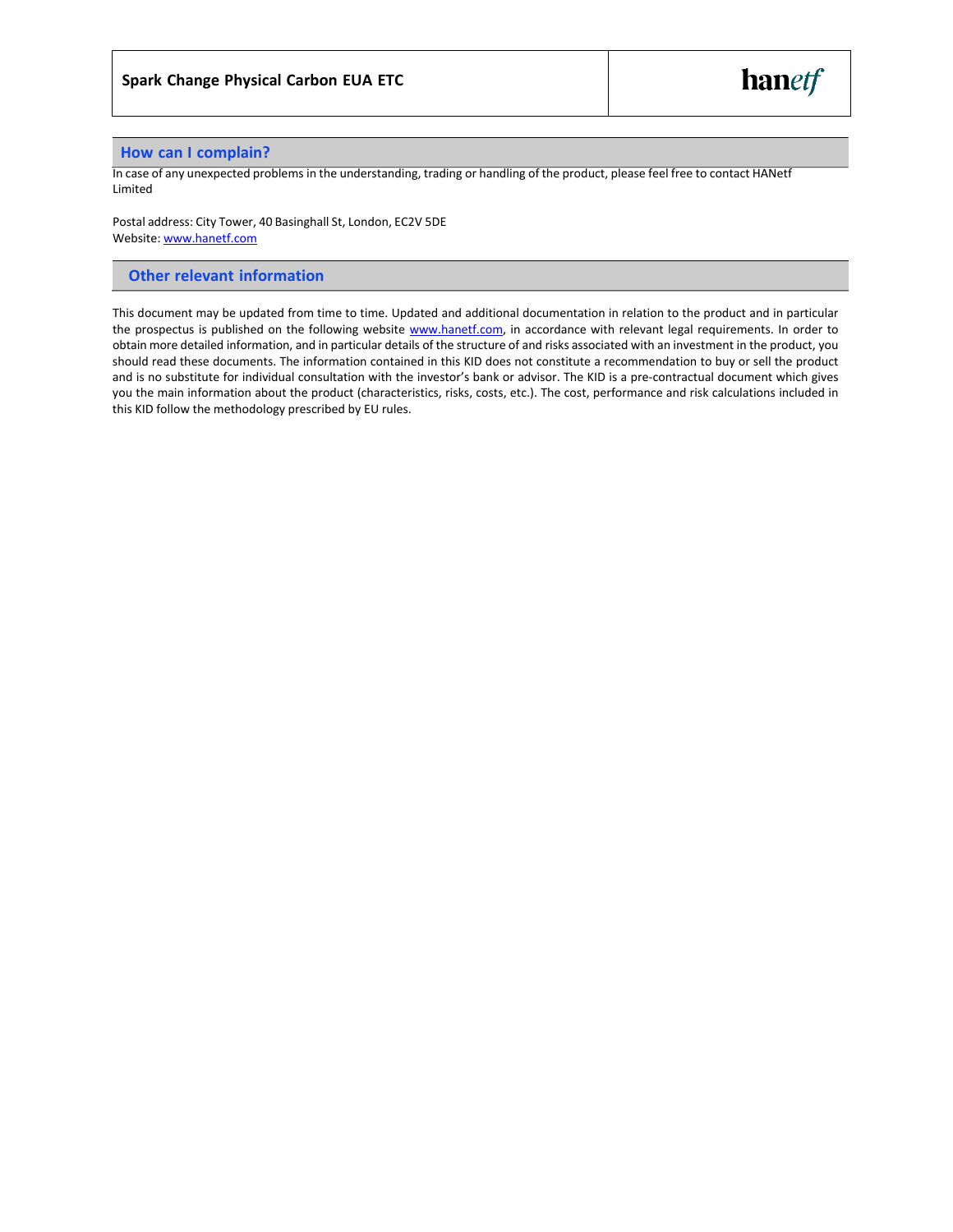## How can I complain?

In case of any unexpected problems in the understanding, trading or handling of the product, please feel free to contact HANetf Limited

Postal address: City Tower, 40 Basinghall St, London, EC2V 5DE
Website: [www.hanetf.com](www.hanetf.com)

## Other relevant information

This document may be updated from time to time. Updated and additional documentation in relation to the product and in particular the prospectus is published on the following website [www.hanetf.com](www.hanetf.com), in accordance with relevant legal requirements. In order to obtain more detailed information, and in particular details of the structure of and risks associated with an investment in the product, you should read these documents. The information contained in this KID does not constitute a recommendation to buy or sell the product and is no substitute for individual consultation with the investor's bank or advisor. The KID is a pre-contractual document which gives you the main information about the product (characteristics, risks, costs, etc.). The cost, performance and risk calculations included in this KID follow the methodology prescribed by EU rules.